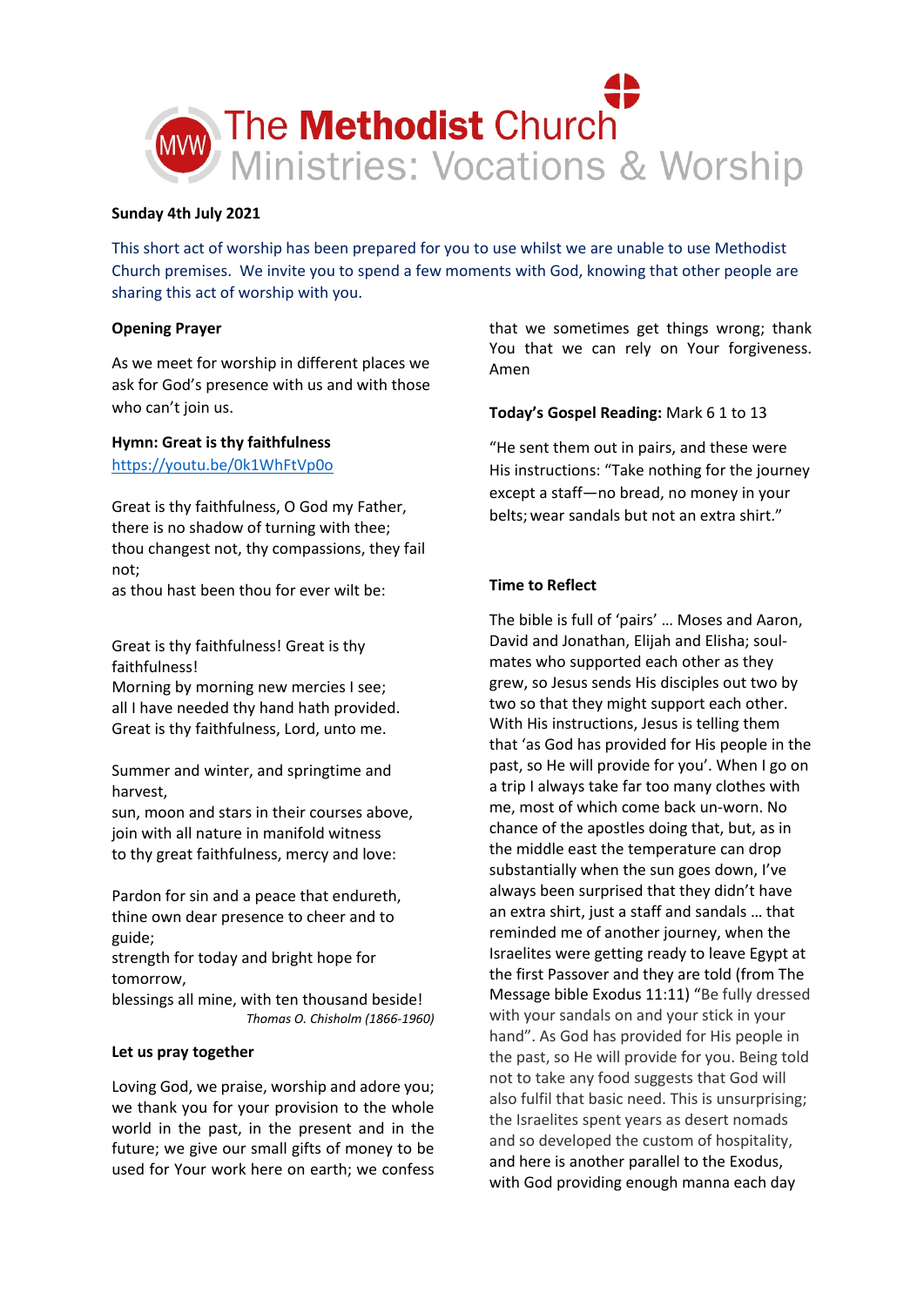# The Methodist Church
## Ministries: Vocations & Worship

**Sunday 4th July 2021**

This short act of worship has been prepared for you to use whilst we are unable to use Methodist Church premises. We invite you to spend a few moments with God, knowing that other people are sharing this act of worship with you.

**Opening Prayer**

As we meet for worship in different places we ask for God's presence with us and with those who can't join us.

**Hymn: Great is thy faithfulness**
https://youtu.be/0k1WhFtVp0o

Great is thy faithfulness, O God my Father,
there is no shadow of turning with thee;
thou changest not, thy compassions, they fail not;
as thou hast been thou for ever wilt be:

Great is thy faithfulness! Great is thy faithfulness!
Morning by morning new mercies I see;
all I have needed thy hand hath provided.
Great is thy faithfulness, Lord, unto me.

Summer and winter, and springtime and harvest,
sun, moon and stars in their courses above,
join with all nature in manifold witness
to thy great faithfulness, mercy and love:

Pardon for sin and a peace that endureth,
thine own dear presence to cheer and to guide;
strength for today and bright hope for tomorrow,
blessings all mine, with ten thousand beside!

*Thomas O. Chisholm (1866-1960)*

**Let us pray together**

Loving God, we praise, worship and adore you; we thank you for your provision to the whole world in the past, in the present and in the future; we give our small gifts of money to be used for Your work here on earth; we confess that we sometimes get things wrong; thank You that we can rely on Your forgiveness. Amen

**Today's Gospel Reading:** Mark 6 1 to 13

"He sent them out in pairs, and these were His instructions: "Take nothing for the journey except a staff—no bread, no money in your belts; wear sandals but not an extra shirt."

**Time to Reflect**

The bible is full of 'pairs' … Moses and Aaron, David and Jonathan, Elijah and Elisha; soul-mates who supported each other as they grew, so Jesus sends His disciples out two by two so that they might support each other. With His instructions, Jesus is telling them that 'as God has provided for His people in the past, so He will provide for you'. When I go on a trip I always take far too many clothes with me, most of which come back un-worn. No chance of the apostles doing that, but, as in the middle east the temperature can drop substantially when the sun goes down, I've always been surprised that they didn't have an extra shirt, just a staff and sandals … that reminded me of another journey, when the Israelites were getting ready to leave Egypt at the first Passover and they are told (from The Message bible Exodus 11:11) "Be fully dressed with your sandals on and your stick in your hand". As God has provided for His people in the past, so He will provide for you. Being told not to take any food suggests that God will also fulfil that basic need. This is unsurprising; the Israelites spent years as desert nomads and so developed the custom of hospitality, and here is another parallel to the Exodus, with God providing enough manna each day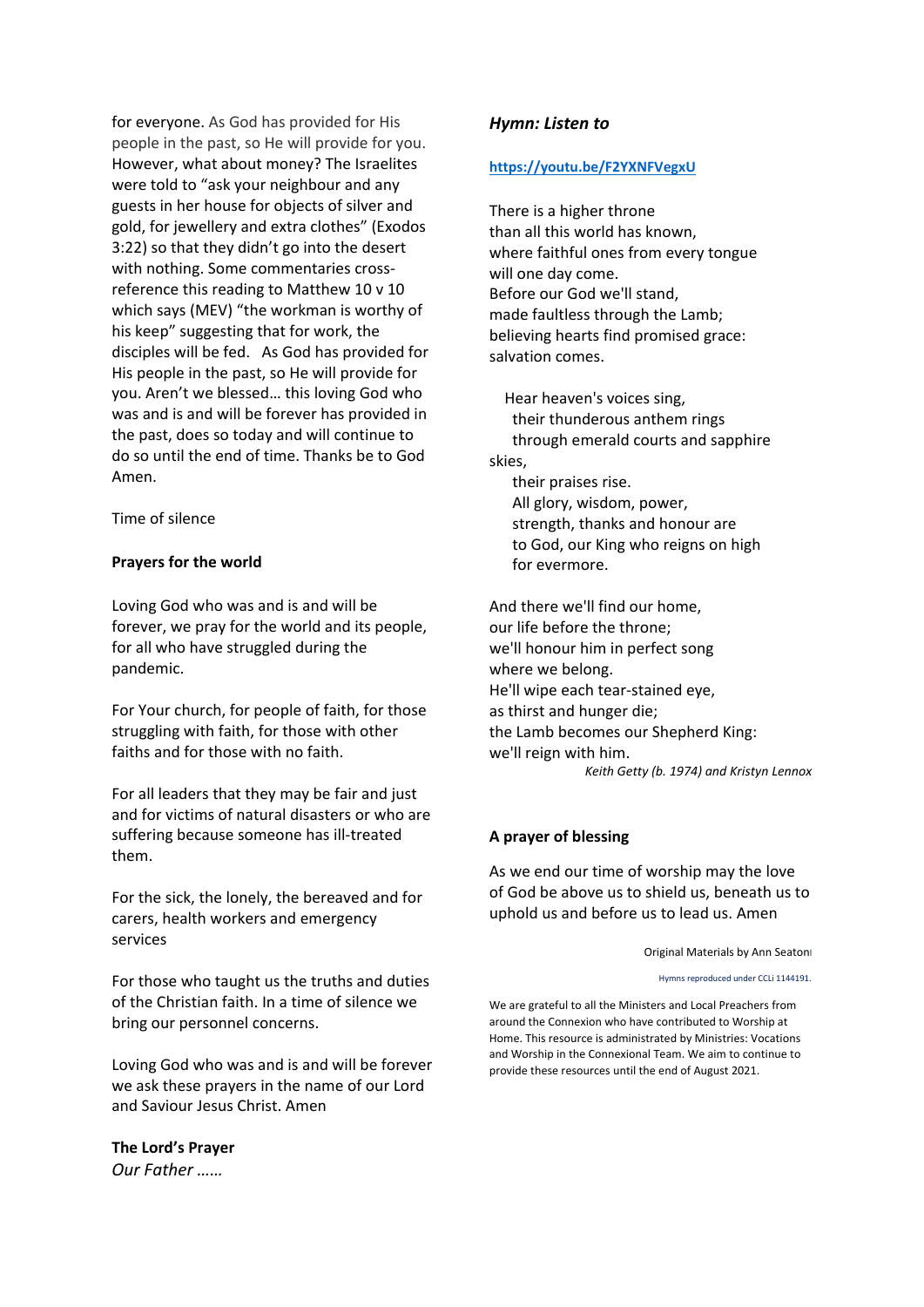for everyone. As God has provided for His people in the past, so He will provide for you. However, what about money? The Israelites were told to "ask your neighbour and any guests in her house for objects of silver and gold, for jewellery and extra clothes" (Exodos 3:22) so that they didn't go into the desert with nothing. Some commentaries cross-reference this reading to Matthew 10 v 10 which says (MEV) "the workman is worthy of his keep" suggesting that for work, the disciples will be fed. As God has provided for His people in the past, so He will provide for you. Aren't we blessed… this loving God who was and is and will be forever has provided in the past, does so today and will continue to do so until the end of time. Thanks be to God Amen.

Time of silence

**Prayers for the world**

Loving God who was and is and will be forever, we pray for the world and its people, for all who have struggled during the pandemic.

For Your church, for people of faith, for those struggling with faith, for those with other faiths and for those with no faith.

For all leaders that they may be fair and just and for victims of natural disasters or who are suffering because someone has ill-treated them.

For the sick, the lonely, the bereaved and for carers, health workers and emergency services

For those who taught us the truths and duties of the Christian faith. In a time of silence we bring our personnel concerns.

Loving God who was and is and will be forever we ask these prayers in the name of our Lord and Saviour Jesus Christ. Amen

**The Lord's Prayer**
*Our Father ……*

***Hymn: Listen to***

**https://youtu.be/F2YXNFVegxU**

There is a higher throne
than all this world has known,
where faithful ones from every tongue
will one day come.
Before our God we'll stand,
made faultless through the Lamb;
believing hearts find promised grace:
salvation comes.

Hear heaven's voices sing,
their thunderous anthem rings
through emerald courts and sapphire skies,
their praises rise.
All glory, wisdom, power,
strength, thanks and honour are
to God, our King who reigns on high
for evermore.

And there we'll find our home,
our life before the throne;
we'll honour him in perfect song
where we belong.
He'll wipe each tear-stained eye,
as thirst and hunger die;
the Lamb becomes our Shepherd King:
we'll reign with him.

*Keith Getty (b. 1974) and Kristyn Lennox*

**A prayer of blessing**

As we end our time of worship may the love of God be above us to shield us, beneath us to uphold us and before us to lead us. Amen

Original Materials by Ann Seaton

Hymns reproduced under CCLi 1144191.

We are grateful to all the Ministers and Local Preachers from around the Connexion who have contributed to Worship at Home. This resource is administrated by Ministries: Vocations and Worship in the Connexional Team. We aim to continue to provide these resources until the end of August 2021.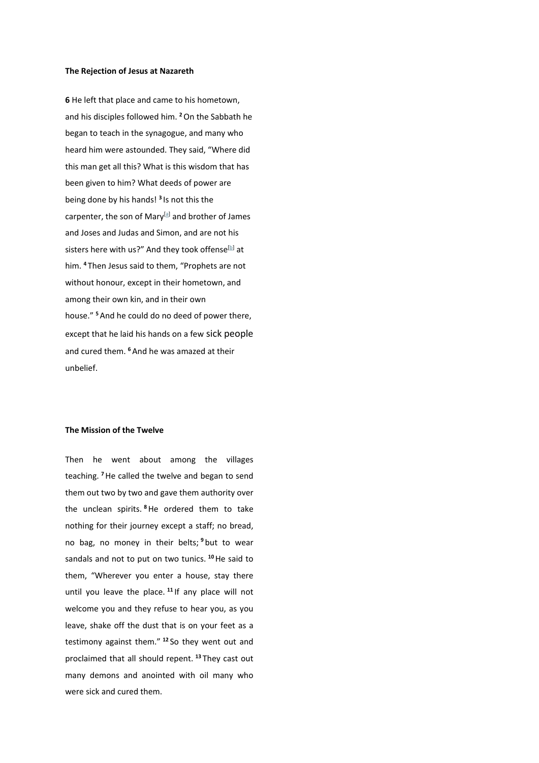**The Rejection of Jesus at Nazareth**

**6** He left that place and came to his hometown, and his disciples followed him. **2** On the Sabbath he began to teach in the synagogue, and many who heard him were astounded. They said, “Where did this man get all this? What is this wisdom that has been given to him? What deeds of power are being done by his hands! **3** Is not this the carpenter, the son of Mary[a] and brother of James and Joses and Judas and Simon, and are not his sisters here with us?” And they took offense[b] at him. **4** Then Jesus said to them, “Prophets are not without honour, except in their hometown, and among their own kin, and in their own house.” **5** And he could do no deed of power there, except that he laid his hands on a few sick people and cured them. **6** And he was amazed at their unbelief.

**The Mission of the Twelve**

Then he went about among the villages teaching. **7** He called the twelve and began to send them out two by two and gave them authority over the unclean spirits. **8** He ordered them to take nothing for their journey except a staff; no bread, no bag, no money in their belts; **9** but to wear sandals and not to put on two tunics. **10** He said to them, “Wherever you enter a house, stay there until you leave the place. **11** If any place will not welcome you and they refuse to hear you, as you leave, shake off the dust that is on your feet as a testimony against them.” **12** So they went out and proclaimed that all should repent. **13** They cast out many demons and anointed with oil many who were sick and cured them.